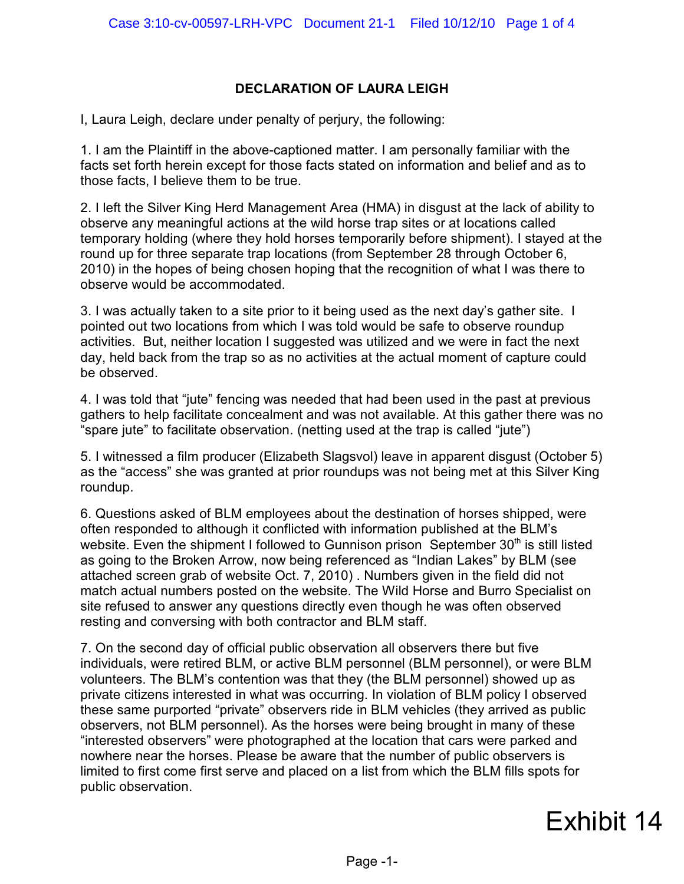## DECLARATION OF LAURA LEIGH

I, Laura Leigh, declare under penalty of perjury, the following:

1. I am the Plaintiff in the above-captioned matter. I am personally familiar with the facts set forth herein except for those facts stated on information and belief and as to those facts, I believe them to be true.

2. I left the Silver King Herd Management Area (HMA) in disgust at the lack of ability to observe any meaningful actions at the wild horse trap sites or at locations called temporary holding (where they hold horses temporarily before shipment). I stayed at the round up for three separate trap locations (from September 28 through October 6, 2010) in the hopes of being chosen hoping that the recognition of what I was there to observe would be accommodated.

3. I was actually taken to a site prior to it being used as the next day's gather site. I pointed out two locations from which I was told would be safe to observe roundup activities. But, neither location I suggested was utilized and we were in fact the next day, held back from the trap so as no activities at the actual moment of capture could be observed.

4. I was told that "jute" fencing was needed that had been used in the past at previous gathers to help facilitate concealment and was not available. At this gather there was no "spare jute" to facilitate observation. (netting used at the trap is called "jute")

5. I witnessed a film producer (Elizabeth Slagsvol) leave in apparent disgust (October 5) as the "access" she was granted at prior roundups was not being met at this Silver King roundup.

6. Questions asked of BLM employees about the destination of horses shipped, were often responded to although it conflicted with information published at the BLM's website. Even the shipment I followed to Gunnison prison September 30th is still listed as going to the Broken Arrow, now being referenced as "Indian Lakes" by BLM (see attached screen grab of website Oct. 7, 2010) . Numbers given in the field did not match actual numbers posted on the website. The Wild Horse and Burro Specialist on site refused to answer any questions directly even though he was often observed resting and conversing with both contractor and BLM staff.

7. On the second day of official public observation all observers there but five individuals, were retired BLM, or active BLM personnel (BLM personnel), or were BLM volunteers. The BLM's contention was that they (the BLM personnel) showed up as private citizens interested in what was occurring. In violation of BLM policy I observed these same purported "private" observers ride in BLM vehicles (they arrived as public observers, not BLM personnel). As the horses were being brought in many of these "interested observers" were photographed at the location that cars were parked and nowhere near the horses. Please be aware that the number of public observers is limited to first come first serve and placed on a list from which the BLM fills spots for public observation.

Exhibit 14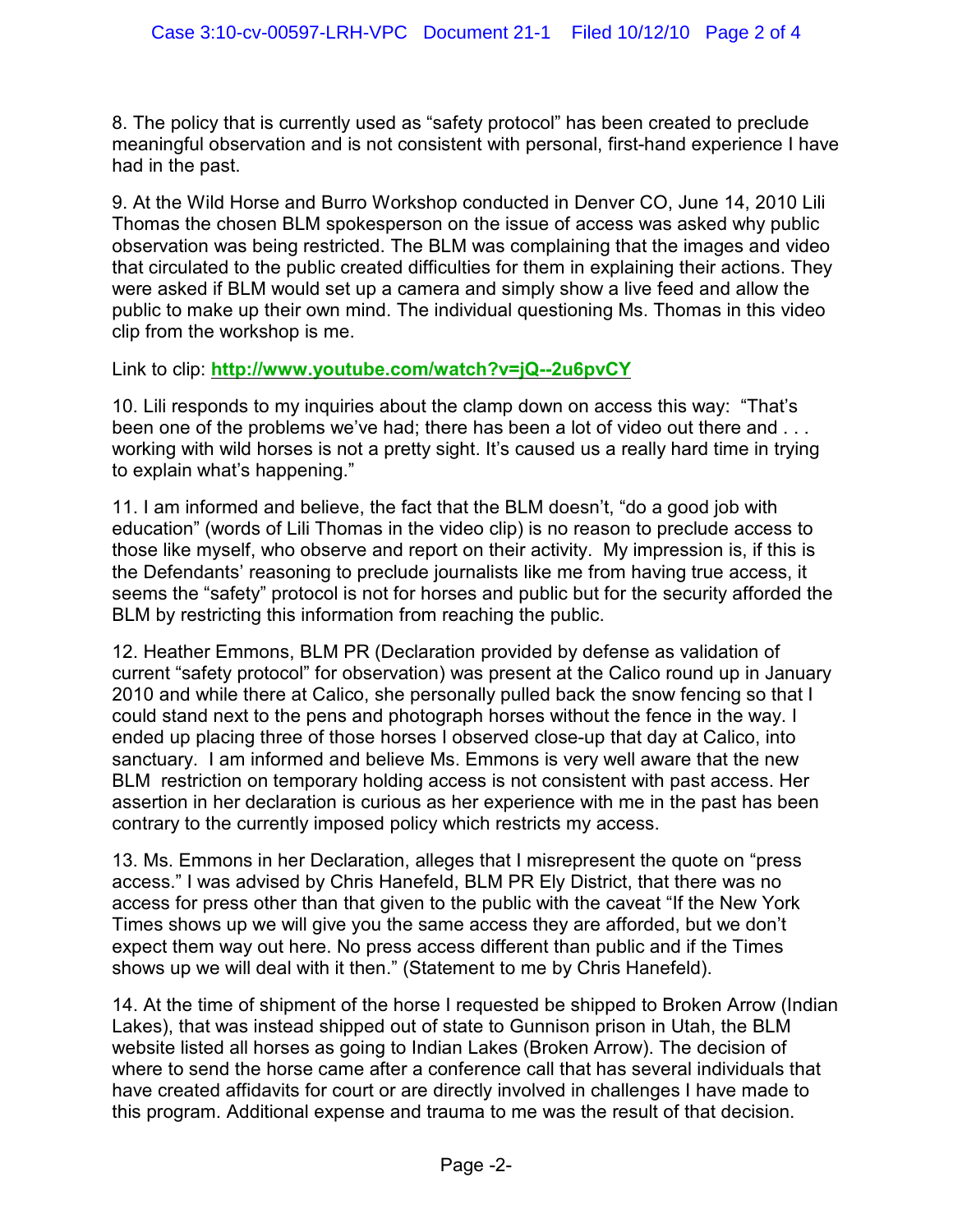8. The policy that is currently used as "safety protocol" has been created to preclude meaningful observation and is not consistent with personal, first-hand experience I have had in the past.

9. At the Wild Horse and Burro Workshop conducted in Denver CO, June 14, 2010 Lili Thomas the chosen BLM spokesperson on the issue of access was asked why public observation was being restricted. The BLM was complaining that the images and video that circulated to the public created difficulties for them in explaining their actions. They were asked if BLM would set up a camera and simply show a live feed and allow the public to make up their own mind. The individual questioning Ms. Thomas in this video clip from the workshop is me.

Link to clip: **http://www.youtube.com/watch?v=jQ--2u6pvCY**

10. Lili responds to my inquiries about the clamp down on access this way: "That's been one of the problems we've had; there has been a lot of video out there and . . . working with wild horses is not a pretty sight. It's caused us a really hard time in trying to explain what's happening."

11. I am informed and believe, the fact that the BLM doesn't, "do a good job with education" (words of Lili Thomas in the video clip) is no reason to preclude access to those like myself, who observe and report on their activity. My impression is, if this is the Defendants' reasoning to preclude journalists like me from having true access, it seems the "safety" protocol is not for horses and public but for the security afforded the BLM by restricting this information from reaching the public.

12. Heather Emmons, BLM PR (Declaration provided by defense as validation of current "safety protocol" for observation) was present at the Calico round up in January 2010 and while there at Calico, she personally pulled back the snow fencing so that I could stand next to the pens and photograph horses without the fence in the way. I ended up placing three of those horses I observed close-up that day at Calico, into sanctuary. I am informed and believe Ms. Emmons is very well aware that the new BLM restriction on temporary holding access is not consistent with past access. Her assertion in her declaration is curious as her experience with me in the past has been contrary to the currently imposed policy which restricts my access.

13. Ms. Emmons in her Declaration, alleges that I misrepresent the quote on "press access." I was advised by Chris Hanefeld, BLM PR Ely District, that there was no access for press other than that given to the public with the caveat "If the New York Times shows up we will give you the same access they are afforded, but we don't expect them way out here. No press access different than public and if the Times shows up we will deal with it then." (Statement to me by Chris Hanefeld).

14. At the time of shipment of the horse I requested be shipped to Broken Arrow (Indian Lakes), that was instead shipped out of state to Gunnison prison in Utah, the BLM website listed all horses as going to Indian Lakes (Broken Arrow). The decision of where to send the horse came after a conference call that has several individuals that have created affidavits for court or are directly involved in challenges I have made to this program. Additional expense and trauma to me was the result of that decision.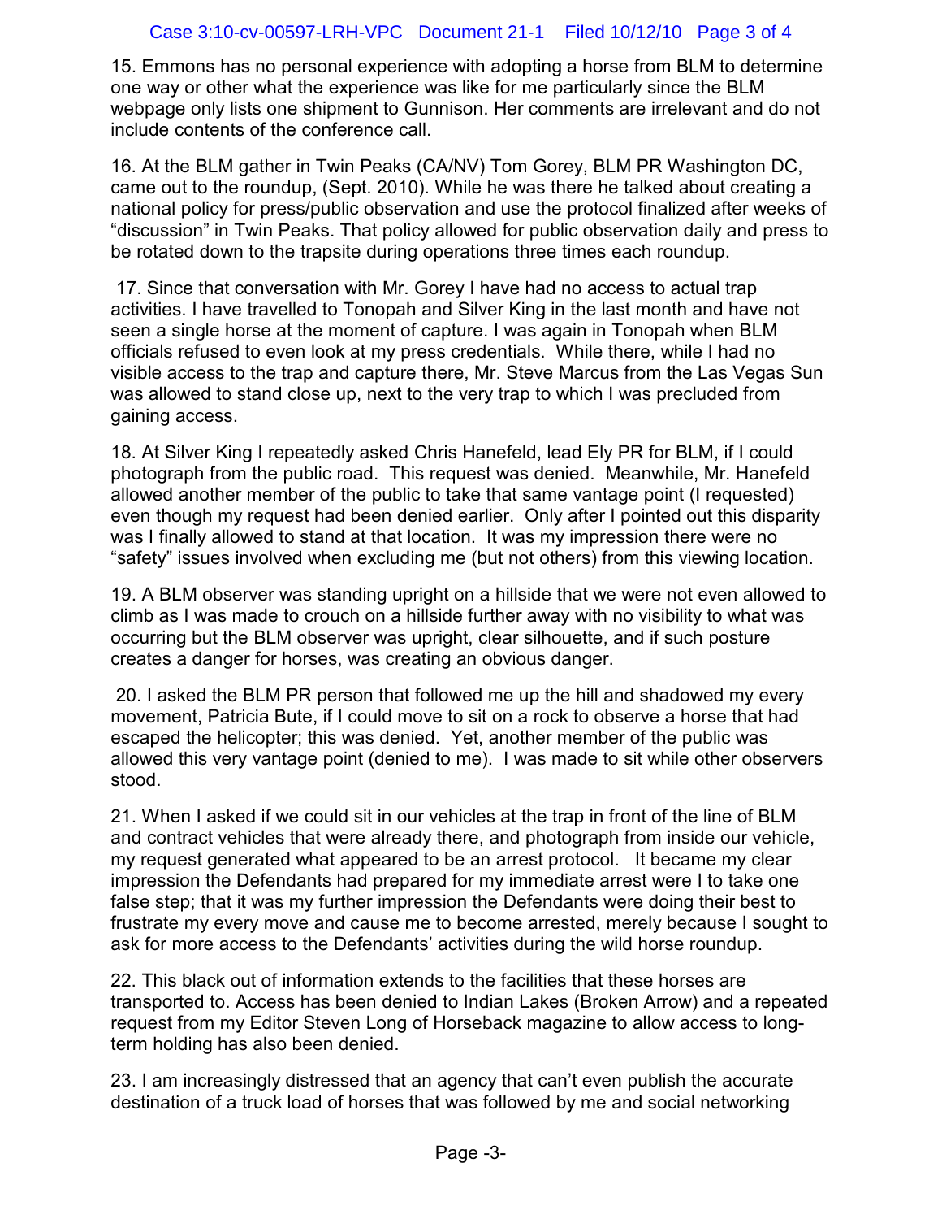15. Emmons has no personal experience with adopting a horse from BLM to determine one way or other what the experience was like for me particularly since the BLM webpage only lists one shipment to Gunnison. Her comments are irrelevant and do not include contents of the conference call.

16. At the BLM gather in Twin Peaks (CA/NV) Tom Gorey, BLM PR Washington DC, came out to the roundup, (Sept. 2010). While he was there he talked about creating a national policy for press/public observation and use the protocol finalized after weeks of "discussion" in Twin Peaks. That policy allowed for public observation daily and press to be rotated down to the trapsite during operations three times each roundup.

17. Since that conversation with Mr. Gorey I have had no access to actual trap activities. I have travelled to Tonopah and Silver King in the last month and have not seen a single horse at the moment of capture. I was again in Tonopah when BLM officials refused to even look at my press credentials. While there, while I had no visible access to the trap and capture there, Mr. Steve Marcus from the Las Vegas Sun was allowed to stand close up, next to the very trap to which I was precluded from gaining access.

18. At Silver King I repeatedly asked Chris Hanefeld, lead Ely PR for BLM, if I could photograph from the public road. This request was denied. Meanwhile, Mr. Hanefeld allowed another member of the public to take that same vantage point (I requested) even though my request had been denied earlier. Only after I pointed out this disparity was I finally allowed to stand at that location. It was my impression there were no "safety" issues involved when excluding me (but not others) from this viewing location.

19. A BLM observer was standing upright on a hillside that we were not even allowed to climb as I was made to crouch on a hillside further away with no visibility to what was occurring but the BLM observer was upright, clear silhouette, and if such posture creates a danger for horses, was creating an obvious danger.

20. I asked the BLM PR person that followed me up the hill and shadowed my every movement, Patricia Bute, if I could move to sit on a rock to observe a horse that had escaped the helicopter; this was denied. Yet, another member of the public was allowed this very vantage point (denied to me). I was made to sit while other observers stood.

21. When I asked if we could sit in our vehicles at the trap in front of the line of BLM and contract vehicles that were already there, and photograph from inside our vehicle, my request generated what appeared to be an arrest protocol. It became my clear impression the Defendants had prepared for my immediate arrest were I to take one false step; that it was my further impression the Defendants were doing their best to frustrate my every move and cause me to become arrested, merely because I sought to ask for more access to the Defendants' activities during the wild horse roundup.

22. This black out of information extends to the facilities that these horses are transported to. Access has been denied to Indian Lakes (Broken Arrow) and a repeated request from my Editor Steven Long of Horseback magazine to allow access to long-term holding has also been denied.

23. I am increasingly distressed that an agency that can't even publish the accurate destination of a truck load of horses that was followed by me and social networking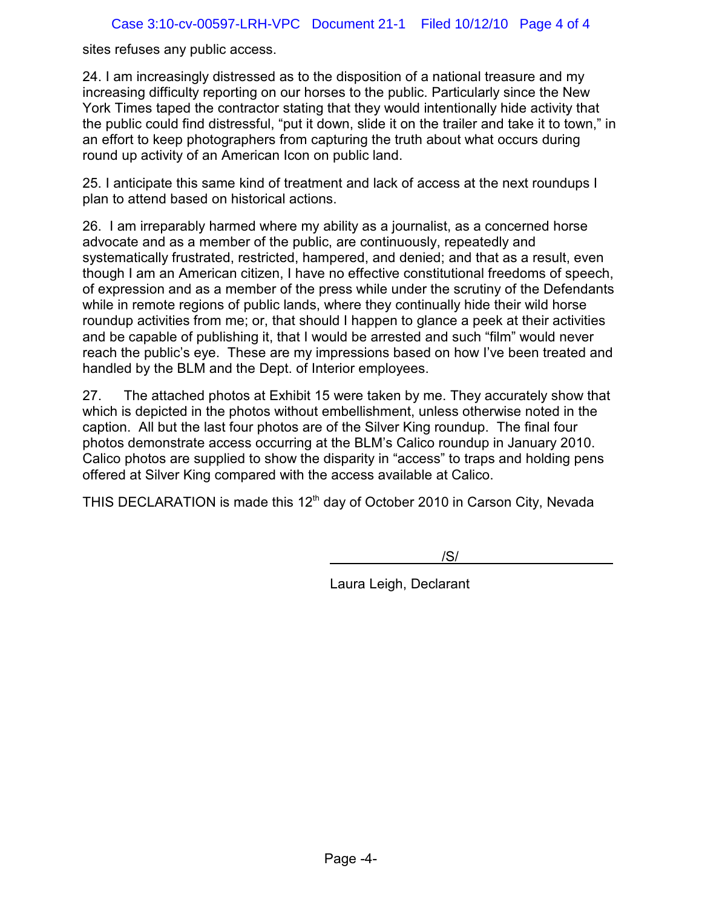sites refuses any public access.

24. I am increasingly distressed as to the disposition of a national treasure and my increasing difficulty reporting on our horses to the public. Particularly since the New York Times taped the contractor stating that they would intentionally hide activity that the public could find distressful, "put it down, slide it on the trailer and take it to town," in an effort to keep photographers from capturing the truth about what occurs during round up activity of an American Icon on public land.

25. I anticipate this same kind of treatment and lack of access at the next roundups I plan to attend based on historical actions.

26. I am irreparably harmed where my ability as a journalist, as a concerned horse advocate and as a member of the public, are continuously, repeatedly and systematically frustrated, restricted, hampered, and denied; and that as a result, even though I am an American citizen, I have no effective constitutional freedoms of speech, of expression and as a member of the press while under the scrutiny of the Defendants while in remote regions of public lands, where they continually hide their wild horse roundup activities from me; or, that should I happen to glance a peek at their activities and be capable of publishing it, that I would be arrested and such "film" would never reach the public's eye. These are my impressions based on how I've been treated and handled by the BLM and the Dept. of Interior employees.

27. The attached photos at Exhibit 15 were taken by me. They accurately show that which is depicted in the photos without embellishment, unless otherwise noted in the caption. All but the last four photos are of the Silver King roundup. The final four photos demonstrate access occurring at the BLM's Calico roundup in January 2010. Calico photos are supplied to show the disparity in "access" to traps and holding pens offered at Silver King compared with the access available at Calico.

THIS DECLARATION is made this 12th day of October 2010 in Carson City, Nevada

/S/

Laura Leigh, Declarant